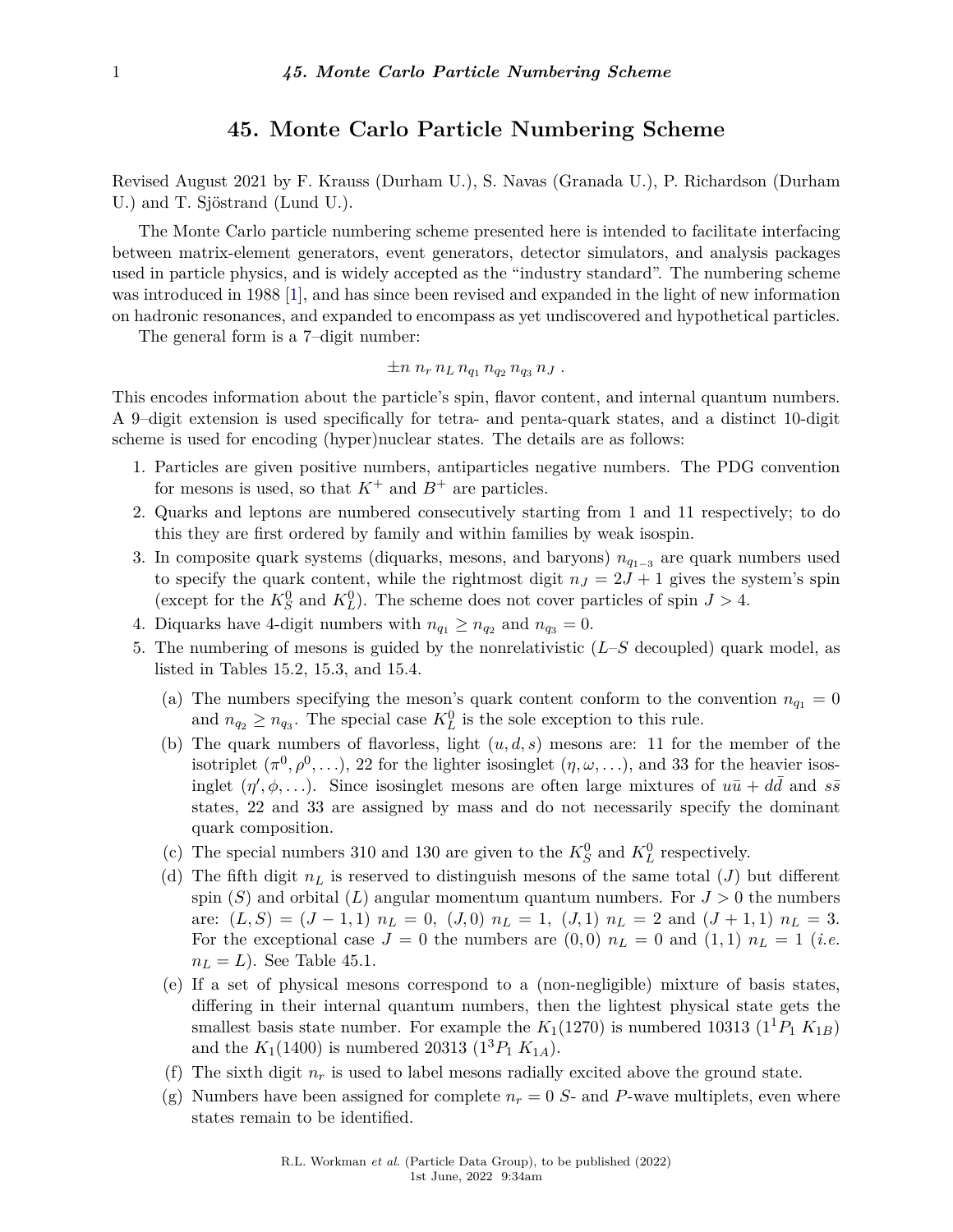# 45. Monte Carlo Particle Numbering Scheme

Revised August 2021 by F. Krauss (Durham U.), S. Navas (Granada U.), P. Richardson (Durham U.) and T. Sjöstrand (Lund U.).

The Monte Carlo particle numbering scheme presented here is intended to facilitate interfacing between matrix-element generators, event generators, detector simulators, and analysis packages used in particle physics, and is widely accepted as the "industry standard". The numbering scheme was introduced in 1988 [1], and has since been revised and expanded in the light of new information on hadronic resonances, and expanded to encompass as yet undiscovered and hypothetical particles.

The general form is a 7–digit number:

$$\pm n \; n_r \; n_L \; n_{q_1} \; n_{q_2} \; n_{q_3} \; n_J \; .$$

This encodes information about the particle's spin, flavor content, and internal quantum numbers. A 9–digit extension is used specifically for tetra- and penta-quark states, and a distinct 10-digit scheme is used for encoding (hyper)nuclear states. The details are as follows:

1. Particles are given positive numbers, antiparticles negative numbers. The PDG convention for mesons is used, so that $K^+$ and $B^+$ are particles.
2. Quarks and leptons are numbered consecutively starting from 1 and 11 respectively; to do this they are first ordered by family and within families by weak isospin.
3. In composite quark systems (diquarks, mesons, and baryons) $n_{q_{1-3}}$ are quark numbers used to specify the quark content, while the rightmost digit $n_J = 2J + 1$ gives the system's spin (except for the $K^0_S$ and $K^0_L$). The scheme does not cover particles of spin $J > 4$.
4. Diquarks have 4-digit numbers with $n_{q_1} \geq n_{q_2}$ and $n_{q_3} = 0$.
5. The numbering of mesons is guided by the nonrelativistic ($L$–$S$ decoupled) quark model, as listed in Tables 15.2, 15.3, and 15.4.
   (a) The numbers specifying the meson's quark content conform to the convention $n_{q_1} = 0$ and $n_{q_2} \geq n_{q_3}$. The special case $K^0_L$ is the sole exception to this rule.
   (b) The quark numbers of flavorless, light $(u, d, s)$ mesons are: 11 for the member of the isotriplet $(\pi^0, \rho^0, \ldots)$, 22 for the lighter isosinglet $(\eta, \omega, \ldots)$, and 33 for the heavier isosinglet $(\eta', \phi, \ldots)$. Since isosinglet mesons are often large mixtures of $u\bar{u} + d\bar{d}$ and $s\bar{s}$ states, 22 and 33 are assigned by mass and do not necessarily specify the dominant quark composition.
   (c) The special numbers 310 and 130 are given to the $K^0_S$ and $K^0_L$ respectively.
   (d) The fifth digit $n_L$ is reserved to distinguish mesons of the same total $(J)$ but different spin $(S)$ and orbital $(L)$ angular momentum quantum numbers. For $J > 0$ the numbers are: $(L, S) = (J - 1, 1)$ $n_L = 0$, $(J, 0)$ $n_L = 1$, $(J, 1)$ $n_L = 2$ and $(J + 1, 1)$ $n_L = 3$. For the exceptional case $J = 0$ the numbers are $(0, 0)$ $n_L = 0$ and $(1, 1)$ $n_L = 1$ (*i.e.* $n_L = L$). See Table 45.1.
   (e) If a set of physical mesons correspond to a (non-negligible) mixture of basis states, differing in their internal quantum numbers, then the lightest physical state gets the smallest basis state number. For example the $K_1(1270)$ is numbered 10313 ($1^1P_1$ $K_{1B}$) and the $K_1(1400)$ is numbered 20313 ($1^3P_1$ $K_{1A}$).
   (f) The sixth digit $n_r$ is used to label mesons radially excited above the ground state.
   (g) Numbers have been assigned for complete $n_r = 0$ $S$- and $P$-wave multiplets, even where states remain to be identified.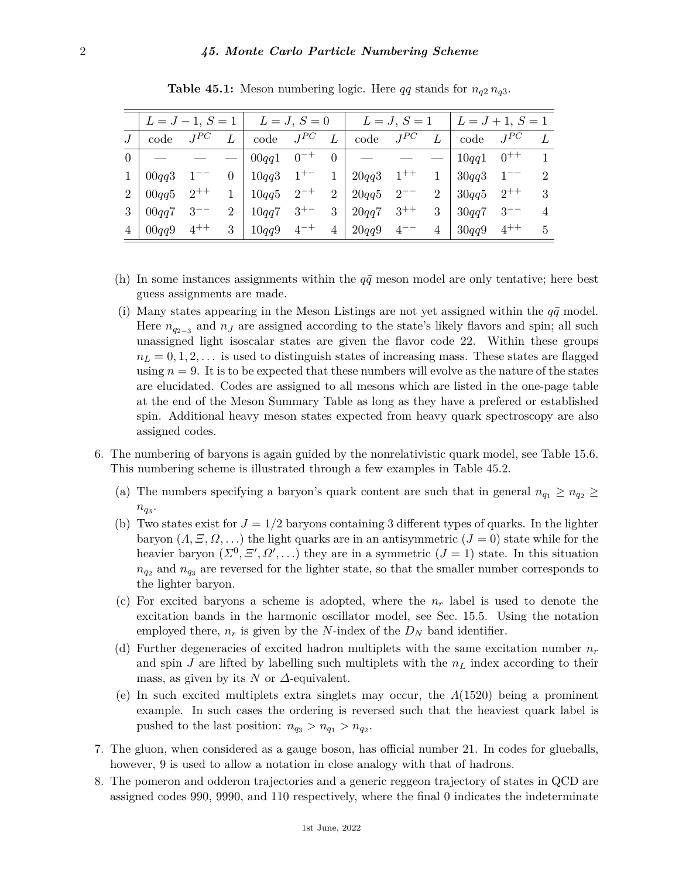**Table 45.1:** Meson numbering logic. Here $qq$ stands for $n_{q2}\, n_{q3}$.

| | $L = J-1,\ S=1$ | | | $L = J,\ S=0$ | | | $L = J,\ S=1$ | | | $L = J+1,\ S=1$ | | |
|---|---|---|---|---|---|---|---|---|---|---|---|---|
| $J$ | code | $J^{PC}$ | $L$ | code | $J^{PC}$ | $L$ | code | $J^{PC}$ | $L$ | code | $J^{PC}$ | $L$ |
| 0 | — | — | — | $00qq1$ | $0^{-+}$ | 0 | — | — | — | $10qq1$ | $0^{++}$ | 1 |
| 1 | $00qq3$ | $1^{--}$ | 0 | $10qq3$ | $1^{+-}$ | 1 | $20qq3$ | $1^{++}$ | 1 | $30qq3$ | $1^{--}$ | 2 |
| 2 | $00qq5$ | $2^{++}$ | 1 | $10qq5$ | $2^{-+}$ | 2 | $20qq5$ | $2^{--}$ | 2 | $30qq5$ | $2^{++}$ | 3 |
| 3 | $00qq7$ | $3^{--}$ | 2 | $10qq7$ | $3^{+-}$ | 3 | $20qq7$ | $3^{++}$ | 3 | $30qq7$ | $3^{--}$ | 4 |
| 4 | $00qq9$ | $4^{++}$ | 3 | $10qq9$ | $4^{-+}$ | 4 | $20qq9$ | $4^{--}$ | 4 | $30qq9$ | $4^{++}$ | 5 |

(h) In some instances assignments within the $q\bar{q}$ meson model are only tentative; here best guess assignments are made.

(i) Many states appearing in the Meson Listings are not yet assigned within the $q\bar{q}$ model. Here $n_{q_{2-3}}$ and $n_J$ are assigned according to the state's likely flavors and spin; all such unassigned light isoscalar states are given the flavor code 22. Within these groups $n_L = 0, 1, 2, \ldots$ is used to distinguish states of increasing mass. These states are flagged using $n = 9$. It is to be expected that these numbers will evolve as the nature of the states are elucidated. Codes are assigned to all mesons which are listed in the one-page table at the end of the Meson Summary Table as long as they have a prefered or established spin. Additional heavy meson states expected from heavy quark spectroscopy are also assigned codes.

6. The numbering of baryons is again guided by the nonrelativistic quark model, see Table 15.6. This numbering scheme is illustrated through a few examples in Table 45.2.

   (a) The numbers specifying a baryon's quark content are such that in general $n_{q_1} \geq n_{q_2} \geq n_{q_3}$.

   (b) Two states exist for $J = 1/2$ baryons containing 3 different types of quarks. In the lighter baryon ($\Lambda, \Xi, \Omega, \ldots$) the light quarks are in an antisymmetric ($J = 0$) state while for the heavier baryon ($\Sigma^0, \Xi', \Omega', \ldots$) they are in a symmetric ($J = 1$) state. In this situation $n_{q_2}$ and $n_{q_3}$ are reversed for the lighter state, so that the smaller number corresponds to the lighter baryon.

   (c) For excited baryons a scheme is adopted, where the $n_r$ label is used to denote the excitation bands in the harmonic oscillator model, see Sec. 15.5. Using the notation employed there, $n_r$ is given by the $N$-index of the $D_N$ band identifier.

   (d) Further degeneracies of excited hadron multiplets with the same excitation number $n_r$ and spin $J$ are lifted by labelling such multiplets with the $n_L$ index according to their mass, as given by its $N$ or $\Delta$-equivalent.

   (e) In such excited multiplets extra singlets may occur, the $\Lambda(1520)$ being a prominent example. In such cases the ordering is reversed such that the heaviest quark label is pushed to the last position: $n_{q_3} > n_{q_1} > n_{q_2}$.

7. The gluon, when considered as a gauge boson, has official number 21. In codes for glueballs, however, 9 is used to allow a notation in close analogy with that of hadrons.

8. The pomeron and odderon trajectories and a generic reggeon trajectory of states in QCD are assigned codes 990, 9990, and 110 respectively, where the final 0 indicates the indeterminate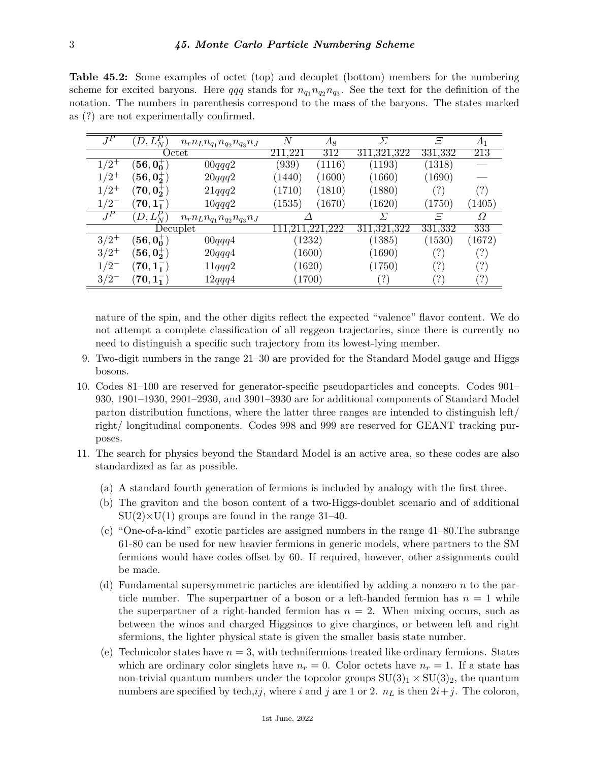**Table 45.2:** Some examples of octet (top) and decuplet (bottom) members for the numbering scheme for excited baryons. Here $qqq$ stands for $n_{q_1}n_{q_2}n_{q_3}$. See the text for the definition of the notation. The numbers in parenthesis correspond to the mass of the baryons. The states marked as (?) are not experimentally confirmed.

| $J^P$ | $(D, L_N^P)$ | $n_r n_L n_{q_1} n_{q_2} n_{q_3} n_J$ | $N$ | $\Lambda_8$ | $\Sigma$ | $\Xi$ | $\Lambda_1$ |
|---|---|---|---|---|---|---|---|
| Octet | | | 211,221 | 312 | 311,321,322 | 331,332 | 213 |
| $1/2^+$ | $(\mathbf{56}, \mathbf{0_0^+})$ | $00qqq2$ | (939) | (1116) | (1193) | (1318) | — |
| $1/2^+$ | $(\mathbf{56}, \mathbf{0_2^+})$ | $20qqq2$ | (1440) | (1600) | (1660) | (1690) | — |
| $1/2^+$ | $(\mathbf{70}, \mathbf{0_2^+})$ | $21qqq2$ | (1710) | (1810) | (1880) | (?) | (?) |
| $1/2^-$ | $(\mathbf{70}, \mathbf{1_1^-})$ | $10qqq2$ | (1535) | (1670) | (1620) | (1750) | (1405) |
| $J^P$ | $(D, L_N^P)$ | $n_r n_L n_{q_1} n_{q_2} n_{q_3} n_J$ | $\Delta$ | | $\Sigma$ | $\Xi$ | $\Omega$ |
| Decuplet | | | 111,211,221,222 | | 311,321,322 | 331,332 | 333 |
| $3/2^+$ | $(\mathbf{56}, \mathbf{0_0^+})$ | $00qqq4$ | (1232) | | (1385) | (1530) | (1672) |
| $3/2^+$ | $(\mathbf{56}, \mathbf{0_2^+})$ | $20qqq4$ | (1600) | | (1690) | (?) | (?) |
| $1/2^-$ | $(\mathbf{70}, \mathbf{1_1^-})$ | $11qqq2$ | (1620) | | (1750) | (?) | (?) |
| $3/2^-$ | $(\mathbf{70}, \mathbf{1_1^-})$ | $12qqq4$ | (1700) | | (?) | (?) | (?) |

nature of the spin, and the other digits reflect the expected "valence" flavor content. We do not attempt a complete classification of all reggeon trajectories, since there is currently no need to distinguish a specific such trajectory from its lowest-lying member.

9. Two-digit numbers in the range 21–30 are provided for the Standard Model gauge and Higgs bosons.
10. Codes 81–100 are reserved for generator-specific pseudoparticles and concepts. Codes 901–930, 1901–1930, 2901–2930, and 3901–3930 are for additional components of Standard Model parton distribution functions, where the latter three ranges are intended to distinguish left/ right/ longitudinal components. Codes 998 and 999 are reserved for GEANT tracking purposes.
11. The search for physics beyond the Standard Model is an active area, so these codes are also standardized as far as possible.
    (a) A standard fourth generation of fermions is included by analogy with the first three.
    (b) The graviton and the boson content of a two-Higgs-doublet scenario and of additional SU(2)×U(1) groups are found in the range 31–40.
    (c) "One-of-a-kind" exotic particles are assigned numbers in the range 41–80.The subrange 61-80 can be used for new heavier fermions in generic models, where partners to the SM fermions would have codes offset by 60. If required, however, other assignments could be made.
    (d) Fundamental supersymmetric particles are identified by adding a nonzero $n$ to the particle number. The superpartner of a boson or a left-handed fermion has $n = 1$ while the superpartner of a right-handed fermion has $n = 2$. When mixing occurs, such as between the winos and charged Higgsinos to give charginos, or between left and right sfermions, the lighter physical state is given the smaller basis state number.
    (e) Technicolor states have $n = 3$, with technifermions treated like ordinary fermions. States which are ordinary color singlets have $n_r = 0$. Color octets have $n_r = 1$. If a state has non-trivial quantum numbers under the topcolor groups $\mathrm{SU}(3)_1 \times \mathrm{SU}(3)_2$, the quantum numbers are specified by tech,$ij$, where $i$ and $j$ are 1 or 2. $n_L$ is then $2i+j$. The coloron,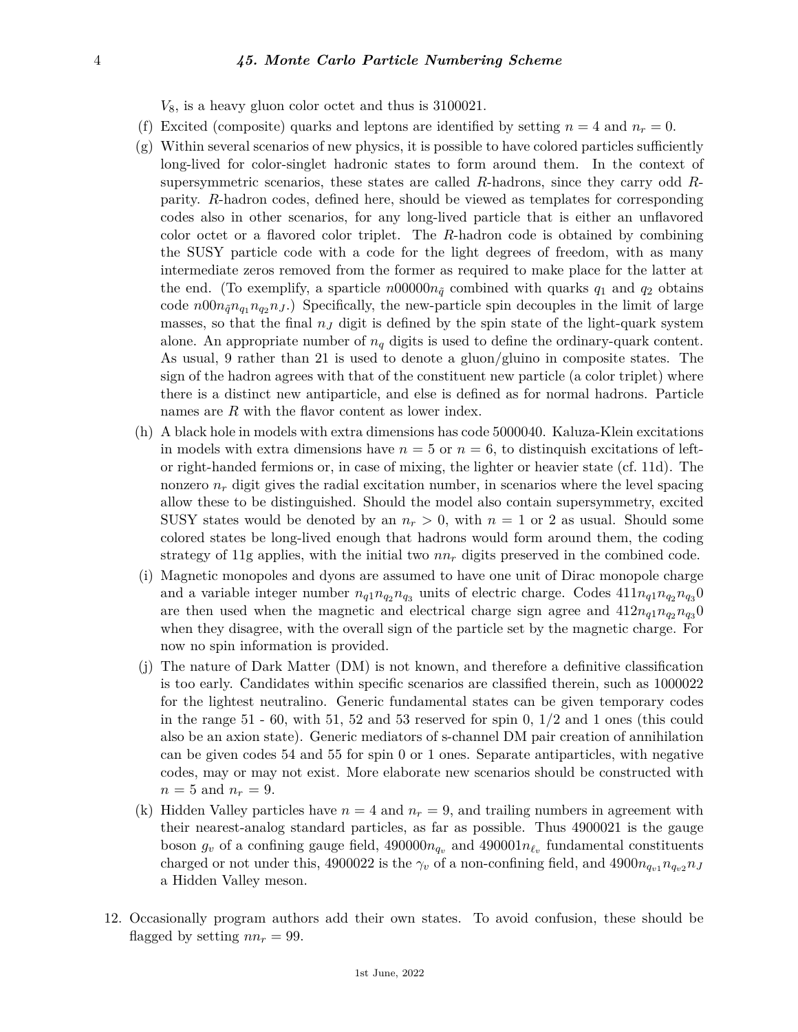$V_8$, is a heavy gluon color octet and thus is 3100021.

(f) Excited (composite) quarks and leptons are identified by setting $n = 4$ and $n_r = 0$.

(g) Within several scenarios of new physics, it is possible to have colored particles sufficiently long-lived for color-singlet hadronic states to form around them. In the context of supersymmetric scenarios, these states are called $R$-hadrons, since they carry odd $R$-parity. $R$-hadron codes, defined here, should be viewed as templates for corresponding codes also in other scenarios, for any long-lived particle that is either an unflavored color octet or a flavored color triplet. The $R$-hadron code is obtained by combining the SUSY particle code with a code for the light degrees of freedom, with as many intermediate zeros removed from the former as required to make place for the latter at the end. (To exemplify, a sparticle $n00000n_{\tilde{q}}$ combined with quarks $q_1$ and $q_2$ obtains code $n00n_{\tilde{q}}n_{q_1}n_{q_2}n_J$.) Specifically, the new-particle spin decouples in the limit of large masses, so that the final $n_J$ digit is defined by the spin state of the light-quark system alone. An appropriate number of $n_q$ digits is used to define the ordinary-quark content. As usual, 9 rather than 21 is used to denote a gluon/gluino in composite states. The sign of the hadron agrees with that of the constituent new particle (a color triplet) where there is a distinct new antiparticle, and else is defined as for normal hadrons. Particle names are $R$ with the flavor content as lower index.

(h) A black hole in models with extra dimensions has code 5000040. Kaluza-Klein excitations in models with extra dimensions have $n = 5$ or $n = 6$, to distinquish excitations of left- or right-handed fermions or, in case of mixing, the lighter or heavier state (cf. 11d). The nonzero $n_r$ digit gives the radial excitation number, in scenarios where the level spacing allow these to be distinguished. Should the model also contain supersymmetry, excited SUSY states would be denoted by an $n_r > 0$, with $n = 1$ or 2 as usual. Should some colored states be long-lived enough that hadrons would form around them, the coding strategy of 11g applies, with the initial two $nn_r$ digits preserved in the combined code.

(i) Magnetic monopoles and dyons are assumed to have one unit of Dirac monopole charge and a variable integer number $n_{q1}n_{q_2}n_{q_3}$ units of electric charge. Codes $411n_{q1}n_{q_2}n_{q_3}0$ are then used when the magnetic and electrical charge sign agree and $412n_{q1}n_{q_2}n_{q_3}0$ when they disagree, with the overall sign of the particle set by the magnetic charge. For now no spin information is provided.

(j) The nature of Dark Matter (DM) is not known, and therefore a definitive classification is too early. Candidates within specific scenarios are classified therein, such as 1000022 for the lightest neutralino. Generic fundamental states can be given temporary codes in the range 51 - 60, with 51, 52 and 53 reserved for spin 0, 1/2 and 1 ones (this could also be an axion state). Generic mediators of s-channel DM pair creation of annihilation can be given codes 54 and 55 for spin 0 or 1 ones. Separate antiparticles, with negative codes, may or may not exist. More elaborate new scenarios should be constructed with $n = 5$ and $n_r = 9$.

(k) Hidden Valley particles have $n = 4$ and $n_r = 9$, and trailing numbers in agreement with their nearest-analog standard particles, as far as possible. Thus 4900021 is the gauge boson $g_v$ of a confining gauge field, $490000n_{q_v}$ and $490001n_{\ell_v}$ fundamental constituents charged or not under this, 4900022 is the $\gamma_v$ of a non-confining field, and $4900n_{q_{v1}}n_{q_{v2}}n_J$ a Hidden Valley meson.

12. Occasionally program authors add their own states. To avoid confusion, these should be flagged by setting $nn_r = 99$.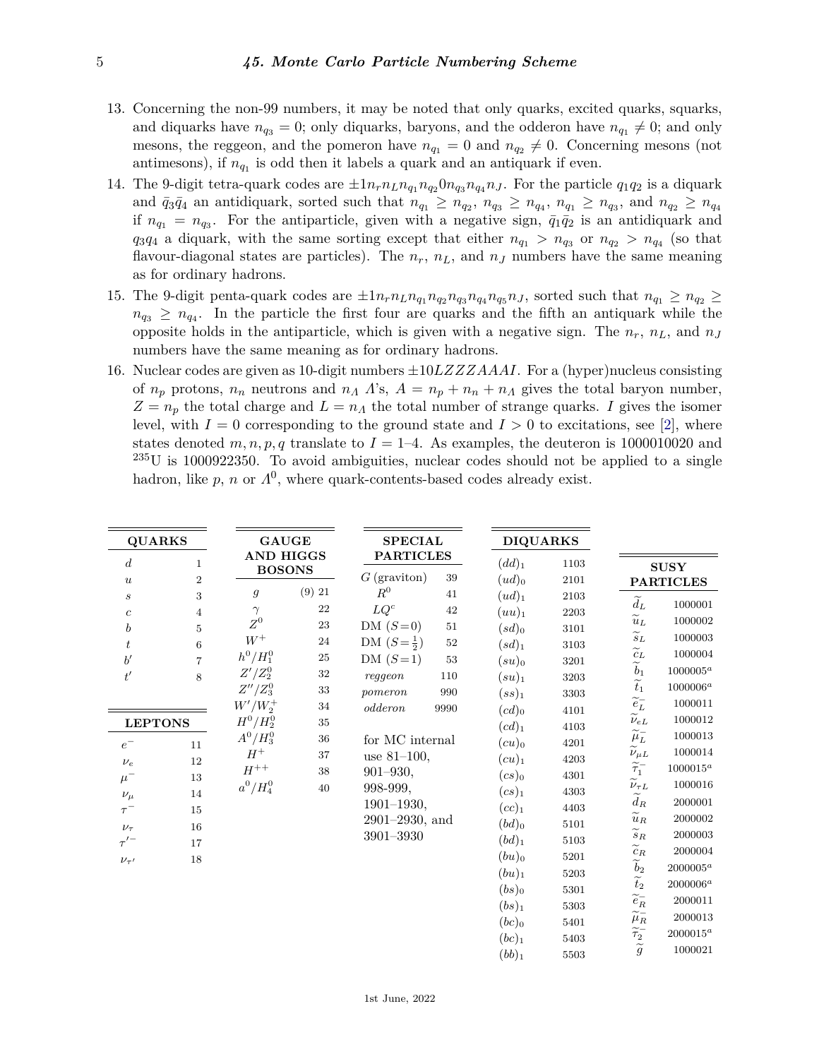13. Concerning the non-99 numbers, it may be noted that only quarks, excited quarks, squarks, and diquarks have $n_{q_3} = 0$; only diquarks, baryons, and the odderon have $n_{q_1} \neq 0$; and only mesons, the reggeon, and the pomeron have $n_{q_1} = 0$ and $n_{q_2} \neq 0$. Concerning mesons (not antimesons), if $n_{q_1}$ is odd then it labels a quark and an antiquark if even.

14. The 9-digit tetra-quark codes are $\pm 1 n_r n_L n_{q_1} n_{q_2} 0 n_{q_3} n_{q_4} n_J$. For the particle $q_1 q_2$ is a diquark and $\bar{q}_3 \bar{q}_4$ an antidiquark, sorted such that $n_{q_1} \geq n_{q_2}$, $n_{q_3} \geq n_{q_4}$, $n_{q_1} \geq n_{q_3}$, and $n_{q_2} \geq n_{q_4}$ if $n_{q_1} = n_{q_3}$. For the antiparticle, given with a negative sign, $\bar{q}_1 \bar{q}_2$ is an antidiquark and $q_3 q_4$ a diquark, with the same sorting except that either $n_{q_1} > n_{q_3}$ or $n_{q_2} > n_{q_4}$ (so that flavour-diagonal states are particles). The $n_r$, $n_L$, and $n_J$ numbers have the same meaning as for ordinary hadrons.

15. The 9-digit penta-quark codes are $\pm 1 n_r n_L n_{q_1} n_{q_2} n_{q_3} n_{q_4} n_{q_5} n_J$, sorted such that $n_{q_1} \geq n_{q_2} \geq n_{q_3} \geq n_{q_4}$. In the particle the first four are quarks and the fifth an antiquark while the opposite holds in the antiparticle, which is given with a negative sign. The $n_r$, $n_L$, and $n_J$ numbers have the same meaning as for ordinary hadrons.

16. Nuclear codes are given as 10-digit numbers $\pm 10LZZZAAAI$. For a (hyper)nucleus consisting of $n_p$ protons, $n_n$ neutrons and $n_\Lambda$ $\Lambda$'s, $A = n_p + n_n + n_\Lambda$ gives the total baryon number, $Z = n_p$ the total charge and $L = n_\Lambda$ the total number of strange quarks. $I$ gives the isomer level, with $I = 0$ corresponding to the ground state and $I > 0$ to excitations, see [2], where states denoted $m, n, p, q$ translate to $I = 1$–4. As examples, the deuteron is 1000010020 and $^{235}$U is 1000922350. To avoid ambiguities, nuclear codes should not be applied to a single hadron, like $p$, $n$ or $\Lambda^0$, where quark-contents-based codes already exist.

| QUARKS | |
|---|---|
| $d$ | 1 |
| $u$ | 2 |
| $s$ | 3 |
| $c$ | 4 |
| $b$ | 5 |
| $t$ | 6 |
| $b'$ | 7 |
| $t'$ | 8 |

| LEPTONS | |
|---|---|
| $e^-$ | 11 |
| $\nu_e$ | 12 |
| $\mu^-$ | 13 |
| $\nu_\mu$ | 14 |
| $\tau^-$ | 15 |
| $\nu_\tau$ | 16 |
| $\tau'^-$ | 17 |
| $\nu_{\tau'}$ | 18 |

| GAUGE AND HIGGS BOSONS | |
|---|---|
| $g$ | (9) 21 |
| $\gamma$ | 22 |
| $Z^0$ | 23 |
| $W^+$ | 24 |
| $h^0/H_1^0$ | 25 |
| $Z'/Z_2^0$ | 32 |
| $Z''/Z_3^0$ | 33 |
| $W'/W_2^+$ | 34 |
| $H^0/H_2^0$ | 35 |
| $A^0/H_3^0$ | 36 |
| $H^+$ | 37 |
| $H^{++}$ | 38 |
| $a^0/H_4^0$ | 40 |

| SPECIAL PARTICLES | |
|---|---|
| $G$ (graviton) | 39 |
| $R^0$ | 41 |
| $LQ^c$ | 42 |
| DM ($S=0$) | 51 |
| DM ($S=\frac{1}{2}$) | 52 |
| DM ($S=1$) | 53 |
| *reggeon* | 110 |
| *pomeron* | 990 |
| *odderon* | 9990 |

for MC internal use 81–100, 901–930, 998-999, 1901–1930, 2901–2930, and 3901–3930

| DIQUARKS | |
|---|---|
| $(dd)_1$ | 1103 |
| $(ud)_0$ | 2101 |
| $(ud)_1$ | 2103 |
| $(uu)_1$ | 2203 |
| $(sd)_0$ | 3101 |
| $(sd)_1$ | 3103 |
| $(su)_0$ | 3201 |
| $(su)_1$ | 3203 |
| $(ss)_1$ | 3303 |
| $(cd)_0$ | 4101 |
| $(cd)_1$ | 4103 |
| $(cu)_0$ | 4201 |
| $(cu)_1$ | 4203 |
| $(cs)_0$ | 4301 |
| $(cs)_1$ | 4303 |
| $(cc)_1$ | 4403 |
| $(bd)_0$ | 5101 |
| $(bd)_1$ | 5103 |
| $(bu)_0$ | 5201 |
| $(bu)_1$ | 5203 |
| $(bs)_0$ | 5301 |
| $(bs)_1$ | 5303 |
| $(bc)_0$ | 5401 |
| $(bc)_1$ | 5403 |
| $(bb)_1$ | 5503 |

| SUSY PARTICLES | |
|---|---|
| $\tilde{d}_L$ | 1000001 |
| $\tilde{u}_L$ | 1000002 |
| $\tilde{s}_L$ | 1000003 |
| $\tilde{c}_L$ | 1000004 |
| $\tilde{b}_1$ | 1000005[a] |
| $\tilde{t}_1$ | 1000006[a] |
| $\tilde{e}_L^-$ | 1000011 |
| $\tilde{\nu}_{eL}$ | 1000012 |
| $\tilde{\mu}_L^-$ | 1000013 |
| $\tilde{\nu}_{\mu L}$ | 1000014 |
| $\tilde{\tau}_1^-$ | 1000015[a] |
| $\tilde{\nu}_{\tau L}$ | 1000016 |
| $\tilde{d}_R$ | 2000001 |
| $\tilde{u}_R$ | 2000002 |
| $\tilde{s}_R$ | 2000003 |
| $\tilde{c}_R$ | 2000004 |
| $\tilde{b}_2$ | 2000005[a] |
| $\tilde{t}_2$ | 2000006[a] |
| $\tilde{e}_R^-$ | 2000011 |
| $\tilde{\mu}_R^-$ | 2000013 |
| $\tilde{\tau}_2^-$ | 2000015[a] |
| $\tilde{g}$ | 1000021 |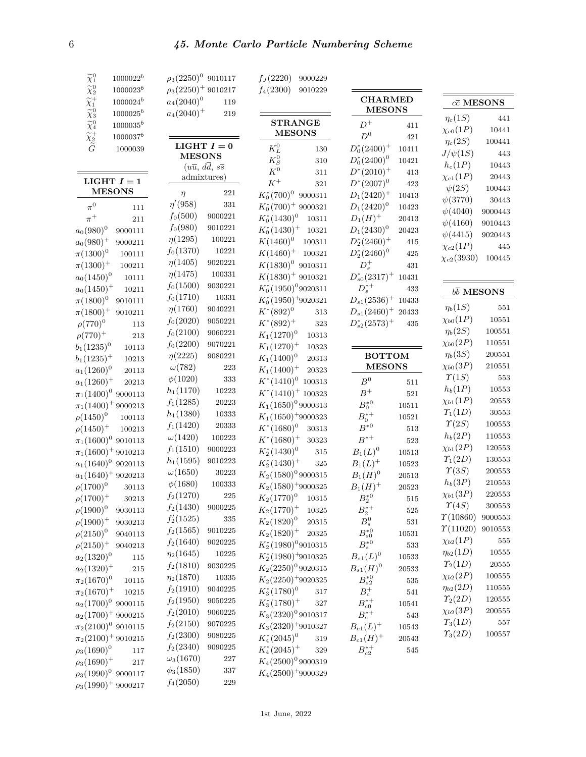| Particle | Code |
|---|---|
| $\widetilde{\chi}_1^0$ | 1000022[b] |
| $\widetilde{\chi}_2^0$ | 1000023[b] |
| $\widetilde{\chi}_1^+$ | 1000024[b] |
| $\widetilde{\chi}_3^0$ | 1000025[b] |
| $\widetilde{\chi}_4^0$ | 1000035[b] |
| $\widetilde{\chi}_2^+$ | 1000037[b] |
| $\widetilde{G}$ | 1000039 |

## LIGHT $I = 1$ MESONS

| Particle | Code |
|---|---|
| $\pi^0$ | 111 |
| $\pi^+$ | 211 |
| $a_0(980)^0$ | 9000111 |
| $a_0(980)^+$ | 9000211 |
| $\pi(1300)^0$ | 100111 |
| $\pi(1300)^+$ | 100211 |
| $a_0(1450)^0$ | 10111 |
| $a_0(1450)^+$ | 10211 |
| $\pi(1800)^0$ | 9010111 |
| $\pi(1800)^+$ | 9010211 |
| $\rho(770)^0$ | 113 |
| $\rho(770)^+$ | 213 |
| $b_1(1235)^0$ | 10113 |
| $b_1(1235)^+$ | 10213 |
| $a_1(1260)^0$ | 20113 |
| $a_1(1260)^+$ | 20213 |
| $\pi_1(1400)^0$ | 9000113 |
| $\pi_1(1400)^+$ | 9000213 |
| $\rho(1450)^0$ | 100113 |
| $\rho(1450)^+$ | 100213 |
| $\pi_1(1600)^0$ | 9010113 |
| $\pi_1(1600)^+$ | 9010213 |
| $a_1(1640)^0$ | 9020113 |
| $a_1(1640)^+$ | 9020213 |
| $\rho(1700)^0$ | 30113 |
| $\rho(1700)^+$ | 30213 |
| $\rho(1900)^0$ | 9030113 |
| $\rho(1900)^+$ | 9030213 |
| $\rho(2150)^0$ | 9040113 |
| $\rho(2150)^+$ | 9040213 |
| $a_2(1320)^0$ | 115 |
| $a_2(1320)^+$ | 215 |
| $\pi_2(1670)^0$ | 10115 |
| $\pi_2(1670)^+$ | 10215 |
| $a_2(1700)^0$ | 9000115 |
| $a_2(1700)^+$ | 9000215 |
| $\pi_2(2100)^0$ | 9010115 |
| $\pi_2(2100)^+$ | 9010215 |
| $\rho_3(1690)^0$ | 117 |
| $\rho_3(1690)^+$ | 217 |
| $\rho_3(1990)^0$ | 9000117 |
| $\rho_3(1990)^+$ | 9000217 |
| $\rho_3(2250)^0$ | 9010117 |
| $\rho_3(2250)^+$ | 9010217 |
| $a_4(2040)^0$ | 119 |
| $a_4(2040)^+$ | 219 |

## LIGHT $I = 0$ MESONS
($u\overline{u}$, $d\overline{d}$, $s\overline{s}$ admixtures)

| Particle | Code |
|---|---|
| $\eta$ | 221 |
| $\eta'(958)$ | 331 |
| $f_0(500)$ | 9000221 |
| $f_0(980)$ | 9010221 |
| $\eta(1295)$ | 100221 |
| $f_0(1370)$ | 10221 |
| $\eta(1405)$ | 9020221 |
| $\eta(1475)$ | 100331 |
| $f_0(1500)$ | 9030221 |
| $f_0(1710)$ | 10331 |
| $\eta(1760)$ | 9040221 |
| $f_0(2020)$ | 9050221 |
| $f_0(2100)$ | 9060221 |
| $f_0(2200)$ | 9070221 |
| $\eta(2225)$ | 9080221 |
| $\omega(782)$ | 223 |
| $\phi(1020)$ | 333 |
| $h_1(1170)$ | 10223 |
| $f_1(1285)$ | 20223 |
| $h_1(1380)$ | 10333 |
| $f_1(1420)$ | 20333 |
| $\omega(1420)$ | 100223 |
| $f_1(1510)$ | 9000223 |
| $h_1(1595)$ | 9010223 |
| $\omega(1650)$ | 30223 |
| $\phi(1680)$ | 100333 |
| $f_2(1270)$ | 225 |
| $f_2(1430)$ | 9000225 |
| $f_2'(1525)$ | 335 |
| $f_2(1565)$ | 9010225 |
| $f_2(1640)$ | 9020225 |
| $\eta_2(1645)$ | 10225 |
| $f_2(1810)$ | 9030225 |
| $\eta_2(1870)$ | 10335 |
| $f_2(1910)$ | 9040225 |
| $f_2(1950)$ | 9050225 |
| $f_2(2010)$ | 9060225 |
| $f_2(2150)$ | 9070225 |
| $f_2(2300)$ | 9080225 |
| $f_2(2340)$ | 9090225 |
| $\omega_3(1670)$ | 227 |
| $\phi_3(1850)$ | 337 |
| $f_4(2050)$ | 229 |
| $f_J(2220)$ | 9000229 |
| $f_4(2300)$ | 9010229 |

## STRANGE MESONS

| Particle | Code |
|---|---|
| $K_L^0$ | 130 |
| $K_S^0$ | 310 |
| $K^0$ | 311 |
| $K^+$ | 321 |
| $K_0^*(700)^0$ | 9000311 |
| $K_0^*(700)^+$ | 9000321 |
| $K_0^*(1430)^0$ | 10311 |
| $K_0^*(1430)^+$ | 10321 |
| $K(1460)^0$ | 100311 |
| $K(1460)^+$ | 100321 |
| $K(1830)^0$ | 9010311 |
| $K(1830)^+$ | 9010321 |
| $K_0^*(1950)^0$ | 9020311 |
| $K_0^*(1950)^+$ | 9020321 |
| $K^*(892)^0$ | 313 |
| $K^*(892)^+$ | 323 |
| $K_1(1270)^0$ | 10313 |
| $K_1(1270)^+$ | 10323 |
| $K_1(1400)^0$ | 20313 |
| $K_1(1400)^+$ | 20323 |
| $K^*(1410)^0$ | 100313 |
| $K^*(1410)^+$ | 100323 |
| $K_1(1650)^0$ | 9000313 |
| $K_1(1650)^+$ | 9000323 |
| $K^*(1680)^0$ | 30313 |
| $K^*(1680)^+$ | 30323 |
| $K_2^*(1430)^0$ | 315 |
| $K_2^*(1430)^+$ | 325 |
| $K_2(1580)^0$ | 9000315 |
| $K_2(1580)^+$ | 9000325 |
| $K_2(1770)^0$ | 10315 |
| $K_2(1770)^+$ | 10325 |
| $K_2(1820)^0$ | 20315 |
| $K_2(1820)^+$ | 20325 |
| $K_2^*(1980)^0$ | 9010315 |
| $K_2^*(1980)^+$ | 9010325 |
| $K_2(2250)^0$ | 9020315 |
| $K_2(2250)^+$ | 9020325 |
| $K_3^*(1780)^0$ | 317 |
| $K_3^*(1780)^+$ | 327 |
| $K_3(2320)^0$ | 9010317 |
| $K_3(2320)^+$ | 9010327 |
| $K_4^*(2045)^0$ | 319 |
| $K_4^*(2045)^+$ | 329 |
| $K_4(2500)^0$ | 9000319 |
| $K_4(2500)^+$ | 9000329 |

## CHARMED MESONS

| Particle | Code |
|---|---|
| $D^+$ | 411 |
| $D^0$ | 421 |
| $D_0^*(2400)^+$ | 10411 |
| $D_0^*(2400)^0$ | 10421 |
| $D^*(2010)^+$ | 413 |
| $D^*(2007)^0$ | 423 |
| $D_1(2420)^+$ | 10413 |
| $D_1(2420)^0$ | 10423 |
| $D_1(H)^+$ | 20413 |
| $D_1(2430)^0$ | 20423 |
| $D_2^*(2460)^+$ | 415 |
| $D_2^*(2460)^0$ | 425 |
| $D_s^+$ | 431 |
| $D_{s0}^*(2317)^+$ | 10431 |
| $D_s^{*+}$ | 433 |
| $D_{s1}(2536)^+$ | 10433 |
| $D_{s1}(2460)^+$ | 20433 |
| $D_{s2}^*(2573)^+$ | 435 |

## BOTTOM MESONS

| Particle | Code |
|---|---|
| $B^0$ | 511 |
| $B^+$ | 521 |
| $B_0^{*0}$ | 10511 |
| $B_0^{*+}$ | 10521 |
| $B^{*0}$ | 513 |
| $B^{*+}$ | 523 |
| $B_1(L)^0$ | 10513 |
| $B_1(L)^+$ | 10523 |
| $B_1(H)^0$ | 20513 |
| $B_1(H)^+$ | 20523 |
| $B_2^{*0}$ | 515 |
| $B_2^{*+}$ | 525 |
| $B_s^0$ | 531 |
| $B_{s0}^{*0}$ | 10531 |
| $B_s^{*0}$ | 533 |
| $B_{s1}(L)^0$ | 10533 |
| $B_{s1}(H)^0$ | 20533 |
| $B_{s2}^{*0}$ | 535 |
| $B_c^+$ | 541 |
| $B_{c0}^{*+}$ | 10541 |
| $B_c^{*+}$ | 543 |
| $B_{c1}(L)^+$ | 10543 |
| $B_{c1}(H)^+$ | 20543 |
| $B_{c2}^{*+}$ | 545 |

## $c\overline{c}$ MESONS

| Particle | Code |
|---|---|
| $\eta_c(1S)$ | 441 |
| $\chi_{c0}(1P)$ | 10441 |
| $\eta_c(2S)$ | 100441 |
| $J/\psi(1S)$ | 443 |
| $h_c(1P)$ | 10443 |
| $\chi_{c1}(1P)$ | 20443 |
| $\psi(2S)$ | 100443 |
| $\psi(3770)$ | 30443 |
| $\psi(4040)$ | 9000443 |
| $\psi(4160)$ | 9010443 |
| $\psi(4415)$ | 9020443 |
| $\chi_{c2}(1P)$ | 445 |
| $\chi_{c2}(3930)$ | 100445 |

## $b\overline{b}$ MESONS

| Particle | Code |
|---|---|
| $\eta_b(1S)$ | 551 |
| $\chi_{b0}(1P)$ | 10551 |
| $\eta_b(2S)$ | 100551 |
| $\chi_{b0}(2P)$ | 110551 |
| $\eta_b(3S)$ | 200551 |
| $\chi_{b0}(3P)$ | 210551 |
| $\Upsilon(1S)$ | 553 |
| $h_b(1P)$ | 10553 |
| $\chi_{b1}(1P)$ | 20553 |
| $\Upsilon_1(1D)$ | 30553 |
| $\Upsilon(2S)$ | 100553 |
| $h_b(2P)$ | 110553 |
| $\chi_{b1}(2P)$ | 120553 |
| $\Upsilon_1(2D)$ | 130553 |
| $\Upsilon(3S)$ | 200553 |
| $h_b(3P)$ | 210553 |
| $\chi_{b1}(3P)$ | 220553 |
| $\Upsilon(4S)$ | 300553 |
| $\Upsilon(10860)$ | 9000553 |
| $\Upsilon(11020)$ | 9010553 |
| $\chi_{b2}(1P)$ | 555 |
| $\eta_{b2}(1D)$ | 10555 |
| $\Upsilon_2(1D)$ | 20555 |
| $\chi_{b2}(2P)$ | 100555 |
| $\eta_{b2}(2D)$ | 110555 |
| $\Upsilon_2(2D)$ | 120555 |
| $\chi_{b2}(3P)$ | 200555 |
| $\Upsilon_3(1D)$ | 557 |
| $\Upsilon_3(2D)$ | 100557 |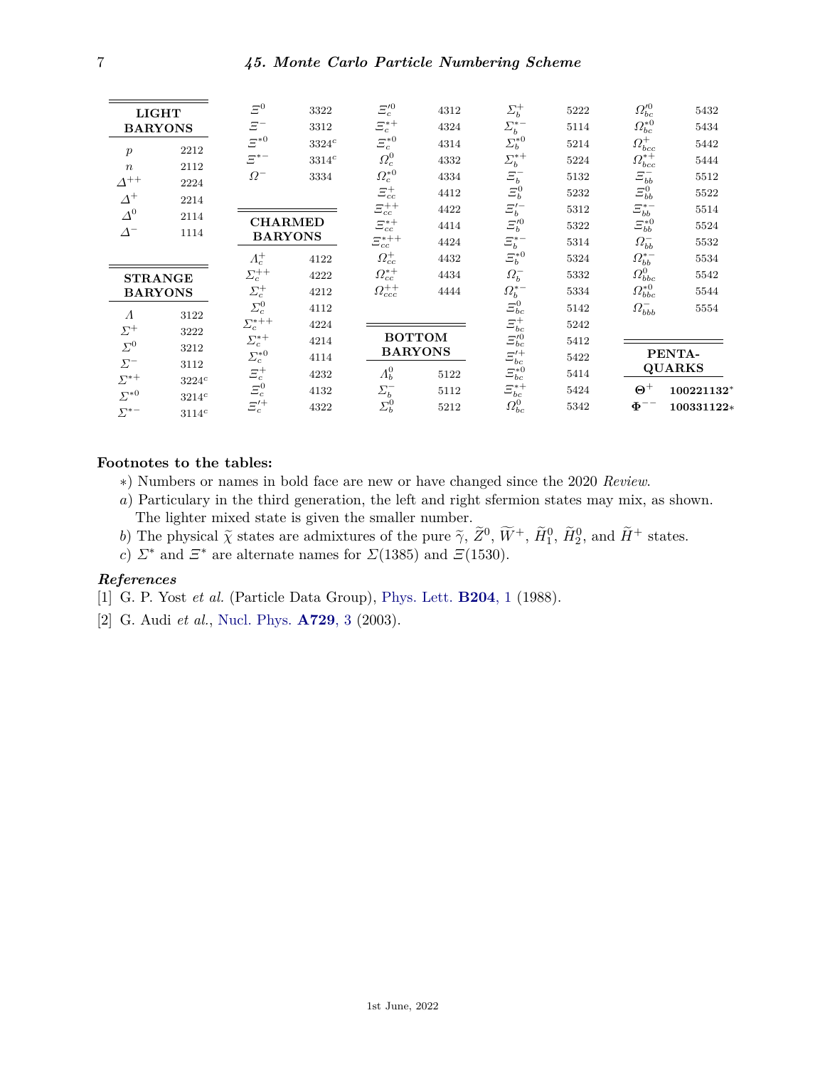### LIGHT BARYONS

| | |
|---|---|
| $p$ | 2212 |
| $n$ | 2112 |
| $\Delta^{++}$ | 2224 |
| $\Delta^{+}$ | 2214 |
| $\Delta^{0}$ | 2114 |
| $\Delta^{-}$ | 1114 |

### STRANGE BARYONS

| | |
|---|---|
| $\Lambda$ | 3122 |
| $\Sigma^{+}$ | 3222 |
| $\Sigma^{0}$ | 3212 |
| $\Sigma^{-}$ | 3112 |
| $\Sigma^{*+}$ | 3224[c] |
| $\Sigma^{*0}$ | 3214[c] |
| $\Sigma^{*-}$ | 3114[c] |
| $\Xi^{0}$ | 3322 |
| $\Xi^{-}$ | 3312 |
| $\Xi^{*0}$ | 3324[c] |
| $\Xi^{*-}$ | 3314[c] |
| $\Omega^{-}$ | 3334 |

### CHARMED BARYONS

| | |
|---|---|
| $\Lambda_c^{+}$ | 4122 |
| $\Sigma_c^{++}$ | 4222 |
| $\Sigma_c^{+}$ | 4212 |
| $\Sigma_c^{0}$ | 4112 |
| $\Sigma_c^{*++}$ | 4224 |
| $\Sigma_c^{*+}$ | 4214 |
| $\Sigma_c^{*0}$ | 4114 |
| $\Xi_c^{+}$ | 4232 |
| $\Xi_c^{0}$ | 4132 |
| $\Xi_c^{\prime +}$ | 4322 |
| $\Xi_c^{\prime 0}$ | 4312 |
| $\Xi_c^{*+}$ | 4324 |
| $\Xi_c^{*0}$ | 4314 |
| $\Omega_c^{0}$ | 4332 |
| $\Omega_c^{*0}$ | 4334 |
| $\Xi_{cc}^{+}$ | 4412 |
| $\Xi_{cc}^{++}$ | 4422 |
| $\Xi_{cc}^{*+}$ | 4414 |
| $\Xi_{cc}^{*++}$ | 4424 |
| $\Omega_{cc}^{+}$ | 4432 |
| $\Omega_{cc}^{*+}$ | 4434 |
| $\Omega_{ccc}^{++}$ | 4444 |

### BOTTOM BARYONS

| | |
|---|---|
| $\Lambda_b^{0}$ | 5122 |
| $\Sigma_b^{-}$ | 5112 |
| $\Sigma_b^{0}$ | 5212 |
| $\Sigma_b^{+}$ | 5222 |
| $\Sigma_b^{*-}$ | 5114 |
| $\Sigma_b^{*0}$ | 5214 |
| $\Sigma_b^{*+}$ | 5224 |
| $\Xi_b^{-}$ | 5132 |
| $\Xi_b^{0}$ | 5232 |
| $\Xi_b^{\prime -}$ | 5312 |
| $\Xi_b^{\prime 0}$ | 5322 |
| $\Xi_b^{*-}$ | 5314 |
| $\Xi_b^{*0}$ | 5324 |
| $\Omega_b^{-}$ | 5332 |
| $\Omega_b^{*-}$ | 5334 |
| $\Xi_{bc}^{0}$ | 5142 |
| $\Xi_{bc}^{+}$ | 5242 |
| $\Xi_{bc}^{\prime 0}$ | 5412 |
| $\Xi_{bc}^{\prime +}$ | 5422 |
| $\Xi_{bc}^{*0}$ | 5414 |
| $\Xi_{bc}^{*+}$ | 5424 |
| $\Omega_{bc}^{0}$ | 5342 |
| $\Omega_{bc}^{\prime 0}$ | 5432 |
| $\Omega_{bc}^{*0}$ | 5434 |
| $\Omega_{bcc}^{+}$ | 5442 |
| $\Omega_{bcc}^{*+}$ | 5444 |
| $\Xi_{bb}^{-}$ | 5512 |
| $\Xi_{bb}^{0}$ | 5522 |
| $\Xi_{bb}^{*-}$ | 5514 |
| $\Xi_{bb}^{*0}$ | 5524 |
| $\Omega_{bb}^{-}$ | 5532 |
| $\Omega_{bb}^{*-}$ | 5534 |
| $\Omega_{bbc}^{0}$ | 5542 |
| $\Omega_{bbc}^{*0}$ | 5544 |
| $\Omega_{bbb}^{-}$ | 5554 |

### PENTA-QUARKS

| | |
|---|---|
| $\boldsymbol{\Theta^{+}}$ | **100221132*** |
| $\boldsymbol{\Phi^{--}}$ | **100331122*** |

**Footnotes to the tables:**

∗) Numbers or names in bold face are new or have changed since the 2020 *Review*.

*a*) Particulary in the third generation, the left and right sfermion states may mix, as shown. The lighter mixed state is given the smaller number.

*b*) The physical $\widetilde{\chi}$ states are admixtures of the pure $\widetilde{\gamma}$, $\widetilde{Z}^0$, $\widetilde{W}^+$, $\widetilde{H}_1^0$, $\widetilde{H}_2^0$, and $\widetilde{H}^+$ states.

*c*) $\Sigma^*$ and $\Xi^*$ are alternate names for $\Sigma(1385)$ and $\Xi(1530)$.

### *References*

[1] G. P. Yost *et al.* (Particle Data Group), Phys. Lett. **B204**, 1 (1988).

[2] G. Audi *et al.*, Nucl. Phys. **A729**, 3 (2003).